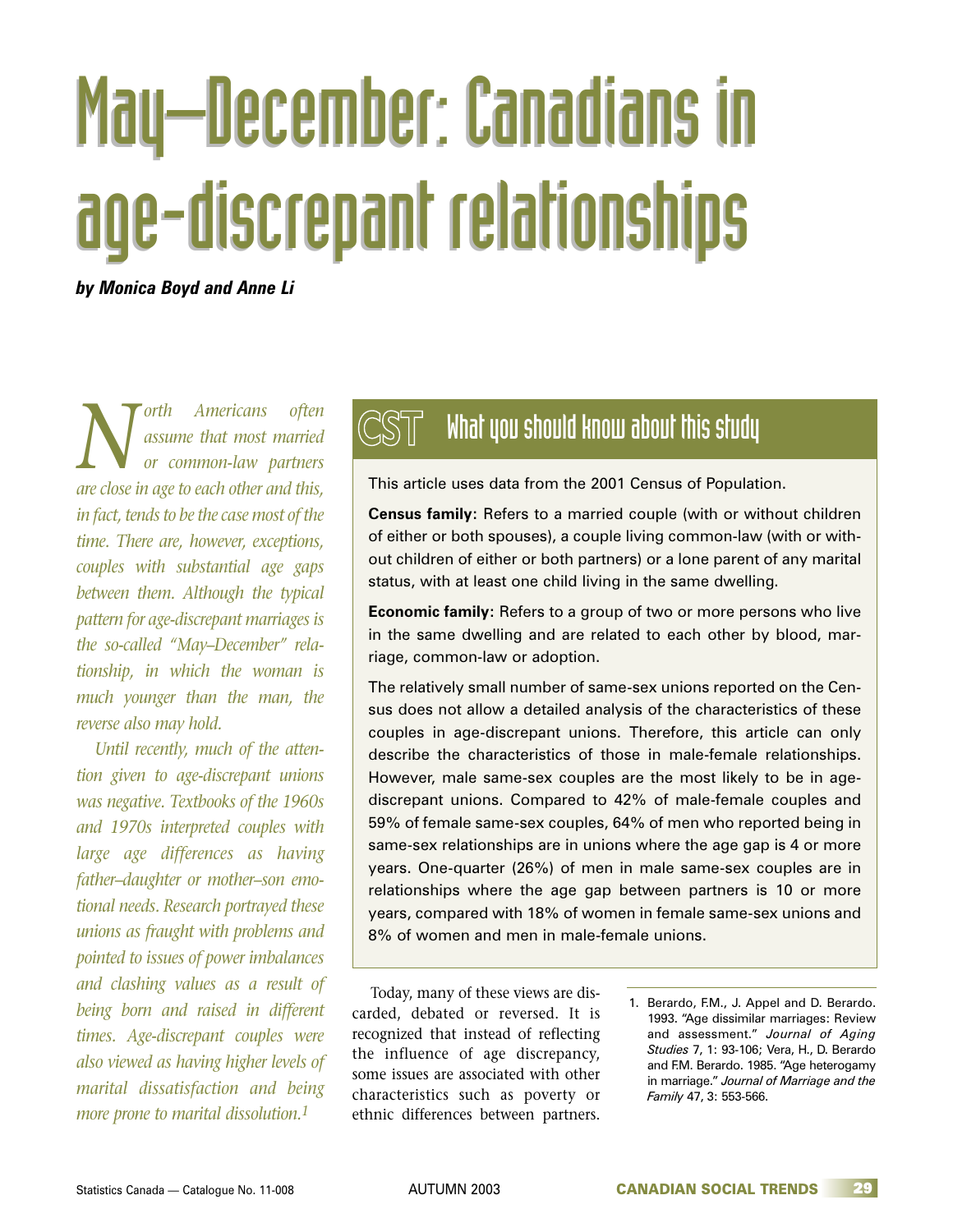# May–December: Canadians in age-discrepant relationships

***by Monica Boyd and Anne Li***

*North Americans often assume that most married or common-law partners are close in age to each other and this, in fact, tends to be the case most of the time. There are, however, exceptions, couples with substantial age gaps between them. Although the typical pattern for age-discrepant marriages is the so-called "May–December" relationship, in which the woman is much younger than the man, the reverse also may hold.*

*Until recently, much of the attention given to age-discrepant unions was negative. Textbooks of the 1960s and 1970s interpreted couples with large age differences as having father–daughter or mother–son emotional needs. Research portrayed these unions as fraught with problems and pointed to issues of power imbalances and clashing values as a result of being born and raised in different times. Age-discrepant couples were also viewed as having higher levels of marital dissatisfaction and being more prone to marital dissolution.*[1]

## CST What you should know about this study

This article uses data from the 2001 Census of Population.

**Census family:** Refers to a married couple (with or without children of either or both spouses), a couple living common-law (with or without children of either or both partners) or a lone parent of any marital status, with at least one child living in the same dwelling.

**Economic family:** Refers to a group of two or more persons who live in the same dwelling and are related to each other by blood, marriage, common-law or adoption.

The relatively small number of same-sex unions reported on the Census does not allow a detailed analysis of the characteristics of these couples in age-discrepant unions. Therefore, this article can only describe the characteristics of those in male-female relationships. However, male same-sex couples are the most likely to be in age-discrepant unions. Compared to 42% of male-female couples and 59% of female same-sex couples, 64% of men who reported being in same-sex relationships are in unions where the age gap is 4 or more years. One-quarter (26%) of men in male same-sex couples are in relationships where the age gap between partners is 10 or more years, compared with 18% of women in female same-sex unions and 8% of women and men in male-female unions.

Today, many of these views are discarded, debated or reversed. It is recognized that instead of reflecting the influence of age discrepancy, some issues are associated with other characteristics such as poverty or ethnic differences between partners.

1. Berardo, F.M., J. Appel and D. Berardo. 1993. "Age dissimilar marriages: Review and assessment." *Journal of Aging Studies* 7, 1: 93-106; Vera, H., D. Berardo and F.M. Berardo. 1985. "Age heterogamy in marriage." *Journal of Marriage and the Family* 47, 3: 553-566.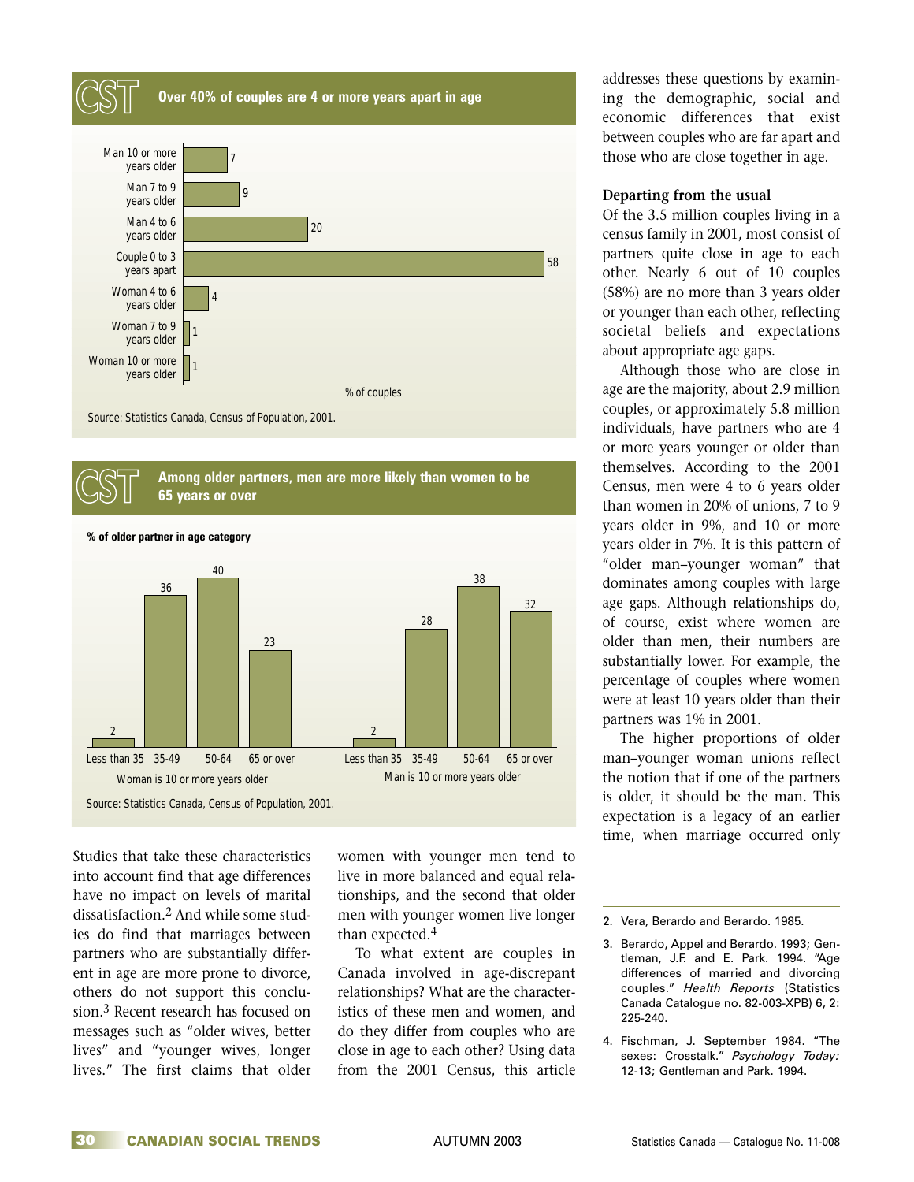## Over 40% of couples are 4 or more years apart in age

| | % of couples |
|---|---|
| Man 10 or more years older | 7 |
| Man 7 to 9 years older | 9 |
| Man 4 to 6 years older | 20 |
| Couple 0 to 3 years apart | 58 |
| Woman 4 to 6 years older | 4 |
| Woman 7 to 9 years older | 1 |
| Woman 10 or more years older | 1 |

Source: Statistics Canada, Census of Population, 2001.

## Among older partners, men are more likely than women to be 65 years or over

% of older partner in age category

| | Less than 35 | 35-49 | 50-64 | 65 or over |
|---|---|---|---|---|
| Woman is 10 or more years older | 2 | 36 | 40 | 23 |
| Man is 10 or more years older | 2 | 28 | 38 | 32 |

Source: Statistics Canada, Census of Population, 2001.

Studies that take these characteristics into account find that age differences have no impact on levels of marital dissatisfaction.[2] And while some studies do find that marriages between partners who are substantially different in age are more prone to divorce, others do not support this conclusion.[3] Recent research has focused on messages such as "older wives, better lives" and "younger wives, longer lives." The first claims that older women with younger men tend to live in more balanced and equal relationships, and the second that older men with younger women live longer than expected.[4]

To what extent are couples in Canada involved in age-discrepant relationships? What are the characteristics of these men and women, and do they differ from couples who are close in age to each other? Using data from the 2001 Census, this article addresses these questions by examining the demographic, social and economic differences that exist between couples who are far apart and those who are close together in age.

### Departing from the usual

Of the 3.5 million couples living in a census family in 2001, most consist of partners quite close in age to each other. Nearly 6 out of 10 couples (58%) are no more than 3 years older or younger than each other, reflecting societal beliefs and expectations about appropriate age gaps.

Although those who are close in age are the majority, about 2.9 million couples, or approximately 5.8 million individuals, have partners who are 4 or more years younger or older than themselves. According to the 2001 Census, men were 4 to 6 years older than women in 20% of unions, 7 to 9 years older in 9%, and 10 or more years older in 7%. It is this pattern of "older man–younger woman" that dominates among couples with large age gaps. Although relationships do, of course, exist where women are older than men, their numbers are substantially lower. For example, the percentage of couples where women were at least 10 years older than their partners was 1% in 2001.

The higher proportions of older man–younger woman unions reflect the notion that if one of the partners is older, it should be the man. This expectation is a legacy of an earlier time, when marriage occurred only

2. Vera, Berardo and Berardo. 1985.

3. Berardo, Appel and Berardo. 1993; Gentleman, J.F. and E. Park. 1994. "Age differences of married and divorcing couples." *Health Reports* (Statistics Canada Catalogue no. 82-003-XPB) 6, 2: 225-240.

4. Fischman, J. September 1984. "The sexes: Crosstalk." *Psychology Today:* 12-13; Gentleman and Park. 1994.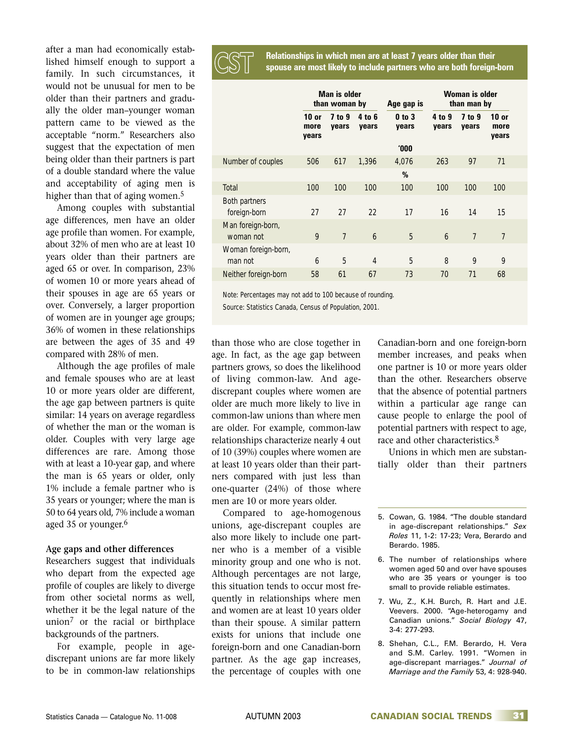after a man had economically established himself enough to support a family. In such circumstances, it would not be unusual for men to be older than their partners and gradually the older man–younger woman pattern came to be viewed as the acceptable "norm." Researchers also suggest that the expectation of men being older than their partners is part of a double standard where the value and acceptability of aging men is higher than that of aging women.[5]

Among couples with substantial age differences, men have an older age profile than women. For example, about 32% of men who are at least 10 years older than their partners are aged 65 or over. In comparison, 23% of women 10 or more years ahead of their spouses in age are 65 years or over. Conversely, a larger proportion of women are in younger age groups; 36% of women in these relationships are between the ages of 35 and 49 compared with 28% of men.

Although the age profiles of male and female spouses who are at least 10 or more years older are different, the age gap between partners is quite similar: 14 years on average regardless of whether the man or the woman is older. Couples with very large age differences are rare. Among those with at least a 10-year gap, and where the man is 65 years or older, only 1% include a female partner who is 35 years or younger; where the man is 50 to 64 years old, 7% include a woman aged 35 or younger.[6]

### Age gaps and other differences

Researchers suggest that individuals who depart from the expected age profile of couples are likely to diverge from other societal norms as well, whether it be the legal nature of the union[7] or the racial or birthplace backgrounds of the partners.

For example, people in age-discrepant unions are far more likely to be in common-law relationships than those who are close together in age. In fact, as the age gap between partners grows, so does the likelihood of living common-law. And age-discrepant couples where women are older are much more likely to live in common-law unions than where men are older. For example, common-law relationships characterize nearly 4 out of 10 (39%) couples where women are at least 10 years older than their partners compared with just less than one-quarter (24%) of those where men are 10 or more years older.

Compared to age-homogenous unions, age-discrepant couples are also more likely to include one partner who is a member of a visible minority group and one who is not. Although percentages are not large, this situation tends to occur most frequently in relationships where men and women are at least 10 years older than their spouse. A similar pattern exists for unions that include one foreign-born and one Canadian-born partner. As the age gap increases, the percentage of couples with one Canadian-born and one foreign-born member increases, and peaks when one partner is 10 or more years older than the other. Researchers observe that the absence of potential partners within a particular age range can cause people to enlarge the pool of potential partners with respect to age, race and other characteristics.[8]

Unions in which men are substantially older than their partners

**CST Relationships in which men are at least 7 years older than their spouse are most likely to include partners who are both foreign-born**

| | Man is older than woman by | | | Age gap is | Woman is older than man by | | |
|---|---|---|---|---|---|---|---|
| | 10 or more years | 7 to 9 years | 4 to 6 years | 0 to 3 years | 4 to 9 years | 7 to 9 years | 10 or more years |
| | | | | '000 | | | |
| Number of couples | 506 | 617 | 1,396 | 4,076 | 263 | 97 | 71 |
| | | | | % | | | |
| Total | 100 | 100 | 100 | 100 | 100 | 100 | 100 |
| Both partners foreign-born | 27 | 27 | 22 | 17 | 16 | 14 | 15 |
| Man foreign-born, woman not | 9 | 7 | 6 | 5 | 6 | 7 | 7 |
| Woman foreign-born, man not | 6 | 5 | 4 | 5 | 8 | 9 | 9 |
| Neither foreign-born | 58 | 61 | 67 | 73 | 70 | 71 | 68 |

Note: Percentages may not add to 100 because of rounding.

Source: Statistics Canada, Census of Population, 2001.

5. Cowan, G. 1984. "The double standard in age-discrepant relationships." *Sex Roles* 11, 1-2: 17-23; Vera, Berardo and Berardo. 1985.
6. The number of relationships where women aged 50 and over have spouses who are 35 years or younger is too small to provide reliable estimates.
7. Wu, Z., K.H. Burch, R. Hart and J.E. Veevers. 2000. "Age-heterogamy and Canadian unions." *Social Biology* 47, 3-4: 277-293.
8. Shehan, C.L., F.M. Berardo, H. Vera and S.M. Carley. 1991. "Women in age-discrepant marriages." *Journal of Marriage and the Family* 53, 4: 928-940.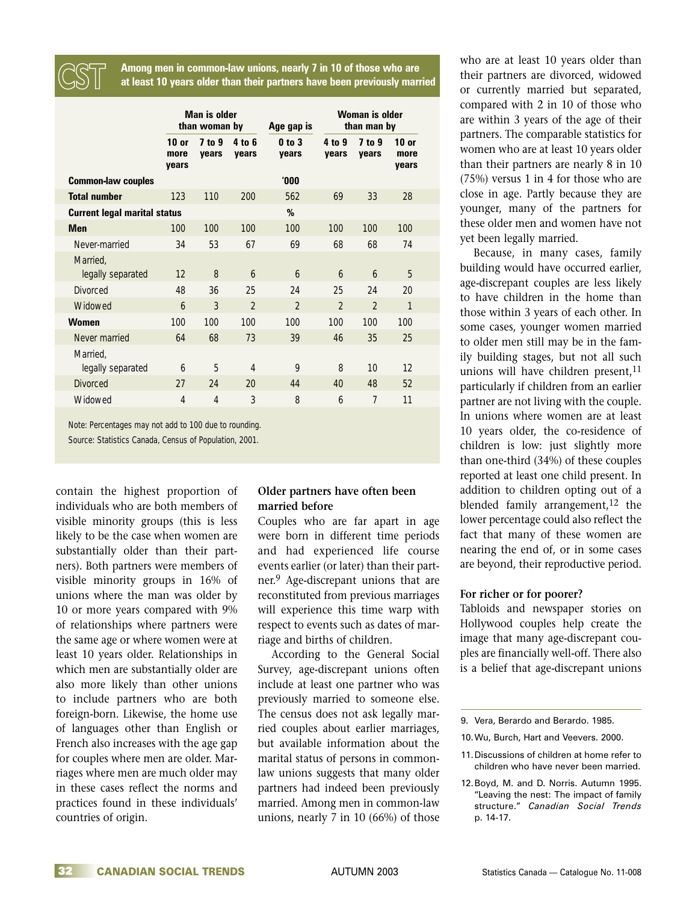**CST** **Among men in common-law unions, nearly 7 in 10 of those who are at least 10 years older than their partners have been previously married**

| | Man is older than woman by | | | Age gap is | Woman is older than man by | | |
|---|---|---|---|---|---|---|---|
| | 10 or more years | 7 to 9 years | 4 to 6 years | 0 to 3 years | 4 to 9 years | 7 to 9 years | 10 or more years |
| **Common-law couples** | | | | '000 | | | |
| **Total number** | 123 | 110 | 200 | 562 | 69 | 33 | 28 |
| **Current legal marital status** | | | | % | | | |
| **Men** | 100 | 100 | 100 | 100 | 100 | 100 | 100 |
| Never-married | 34 | 53 | 67 | 69 | 68 | 68 | 74 |
| Married, legally separated | 12 | 8 | 6 | 6 | 6 | 6 | 5 |
| Divorced | 48 | 36 | 25 | 24 | 25 | 24 | 20 |
| Widowed | 6 | 3 | 2 | 2 | 2 | 2 | 1 |
| **Women** | 100 | 100 | 100 | 100 | 100 | 100 | 100 |
| Never married | 64 | 68 | 73 | 39 | 46 | 35 | 25 |
| Married, legally separated | 6 | 5 | 4 | 9 | 8 | 10 | 12 |
| Divorced | 27 | 24 | 20 | 44 | 40 | 48 | 52 |
| Widowed | 4 | 4 | 3 | 8 | 6 | 7 | 11 |

Note: Percentages may not add to 100 due to rounding.

Source: Statistics Canada, Census of Population, 2001.

contain the highest proportion of individuals who are both members of visible minority groups (this is less likely to be the case when women are substantially older than their partners). Both partners were members of visible minority groups in 16% of unions where the man was older by 10 or more years compared with 9% of relationships where partners were the same age or where women were at least 10 years older. Relationships in which men are substantially older are also more likely than other unions to include partners who are both foreign-born. Likewise, the home use of languages other than English or French also increases with the age gap for couples where men are older. Marriages where men are much older may in these cases reflect the norms and practices found in these individuals' countries of origin.

### Older partners have often been married before

Couples who are far apart in age were born in different time periods and had experienced life course events earlier (or later) than their partner.[9] Age-discrepant unions that are reconstituted from previous marriages will experience this time warp with respect to events such as dates of marriage and births of children.

According to the General Social Survey, age-discrepant unions often include at least one partner who was previously married to someone else. The census does not ask legally married couples about earlier marriages, but available information about the marital status of persons in common-law unions suggests that many older partners had indeed been previously married. Among men in common-law unions, nearly 7 in 10 (66%) of those who are at least 10 years older than their partners are divorced, widowed or currently married but separated, compared with 2 in 10 of those who are within 3 years of the age of their partners. The comparable statistics for women who are at least 10 years older than their partners are nearly 8 in 10 (75%) versus 1 in 4 for those who are close in age. Partly because they are younger, many of the partners for these older men and women have not yet been legally married.

Because, in many cases, family building would have occurred earlier, age-discrepant couples are less likely to have children in the home than those within 3 years of each other. In some cases, younger women married to older men still may be in the family building stages, but not all such unions will have children present,[11] particularly if children from an earlier partner are not living with the couple. In unions where women are at least 10 years older, the co-residence of children is low: just slightly more than one-third (34%) of these couples reported at least one child present. In addition to children opting out of a blended family arrangement,[12] the lower percentage could also reflect the fact that many of these women are nearing the end of, or in some cases are beyond, their reproductive period.

### For richer or for poorer?

Tabloids and newspaper stories on Hollywood couples help create the image that many age-discrepant couples are financially well-off. There also is a belief that age-discrepant unions

9. Vera, Berardo and Berardo. 1985.

10. Wu, Burch, Hart and Veevers. 2000.

11. Discussions of children at home refer to children who have never been married.

12. Boyd, M. and D. Norris. Autumn 1995. "Leaving the nest: The impact of family structure." *Canadian Social Trends* p. 14-17.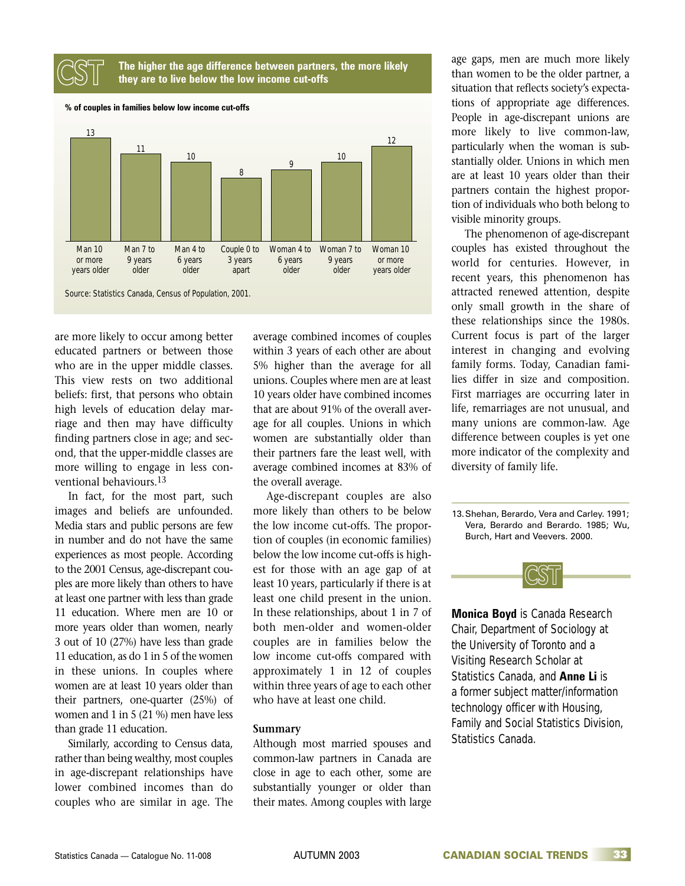**The higher the age difference between partners, the more likely they are to live below the low income cut-offs**

% of couples in families below low income cut-offs

13
11
10
8
9
10
12

Man 10 or more years older
Man 7 to 9 years older
Man 4 to 6 years older
Couple 0 to 3 years apart
Woman 4 to 6 years older
Woman 7 to 9 years older
Woman 10 or more years older

Source: Statistics Canada, Census of Population, 2001.

are more likely to occur among better educated partners or between those who are in the upper middle classes. This view rests on two additional beliefs: first, that persons who obtain high levels of education delay marriage and then may have difficulty finding partners close in age; and second, that the upper-middle classes are more willing to engage in less conventional behaviours.[13]

In fact, for the most part, such images and beliefs are unfounded. Media stars and public persons are few in number and do not have the same experiences as most people. According to the 2001 Census, age-discrepant couples are more likely than others to have at least one partner with less than grade 11 education. Where men are 10 or more years older than women, nearly 3 out of 10 (27%) have less than grade 11 education, as do 1 in 5 of the women in these unions. In couples where women are at least 10 years older than their partners, one-quarter (25%) of women and 1 in 5 (21 %) men have less than grade 11 education.

Similarly, according to Census data, rather than being wealthy, most couples in age-discrepant relationships have lower combined incomes than do couples who are similar in age. The average combined incomes of couples within 3 years of each other are about 5% higher than the average for all unions. Couples where men are at least 10 years older have combined incomes that are about 91% of the overall average for all couples. Unions in which women are substantially older than their partners fare the least well, with average combined incomes at 83% of the overall average.

Age-discrepant couples are also more likely than others to be below the low income cut-offs. The proportion of couples (in economic families) below the low income cut-offs is highest for those with an age gap of at least 10 years, particularly if there is at least one child present in the union. In these relationships, about 1 in 7 of both men-older and women-older couples are in families below the low income cut-offs compared with approximately 1 in 12 of couples within three years of age to each other who have at least one child.

## Summary

Although most married spouses and common-law partners in Canada are close in age to each other, some are substantially younger or older than their mates. Among couples with large age gaps, men are much more likely than women to be the older partner, a situation that reflects society's expectations of appropriate age differences. People in age-discrepant unions are more likely to live common-law, particularly when the woman is substantially older. Unions in which men are at least 10 years older than their partners contain the highest proportion of individuals who both belong to visible minority groups.

The phenomenon of age-discrepant couples has existed throughout the world for centuries. However, in recent years, this phenomenon has attracted renewed attention, despite only small growth in the share of these relationships since the 1980s. Current focus is part of the larger interest in changing and evolving family forms. Today, Canadian families differ in size and composition. First marriages are occurring later in life, remarriages are not unusual, and many unions are common-law. Age difference between couples is yet one more indicator of the complexity and diversity of family life.

13. Shehan, Berardo, Vera and Carley. 1991; Vera, Berardo and Berardo. 1985; Wu, Burch, Hart and Veevers. 2000.

**Monica Boyd** is Canada Research Chair, Department of Sociology at the University of Toronto and a Visiting Research Scholar at Statistics Canada, and **Anne Li** is a former subject matter/information technology officer with Housing, Family and Social Statistics Division, Statistics Canada.